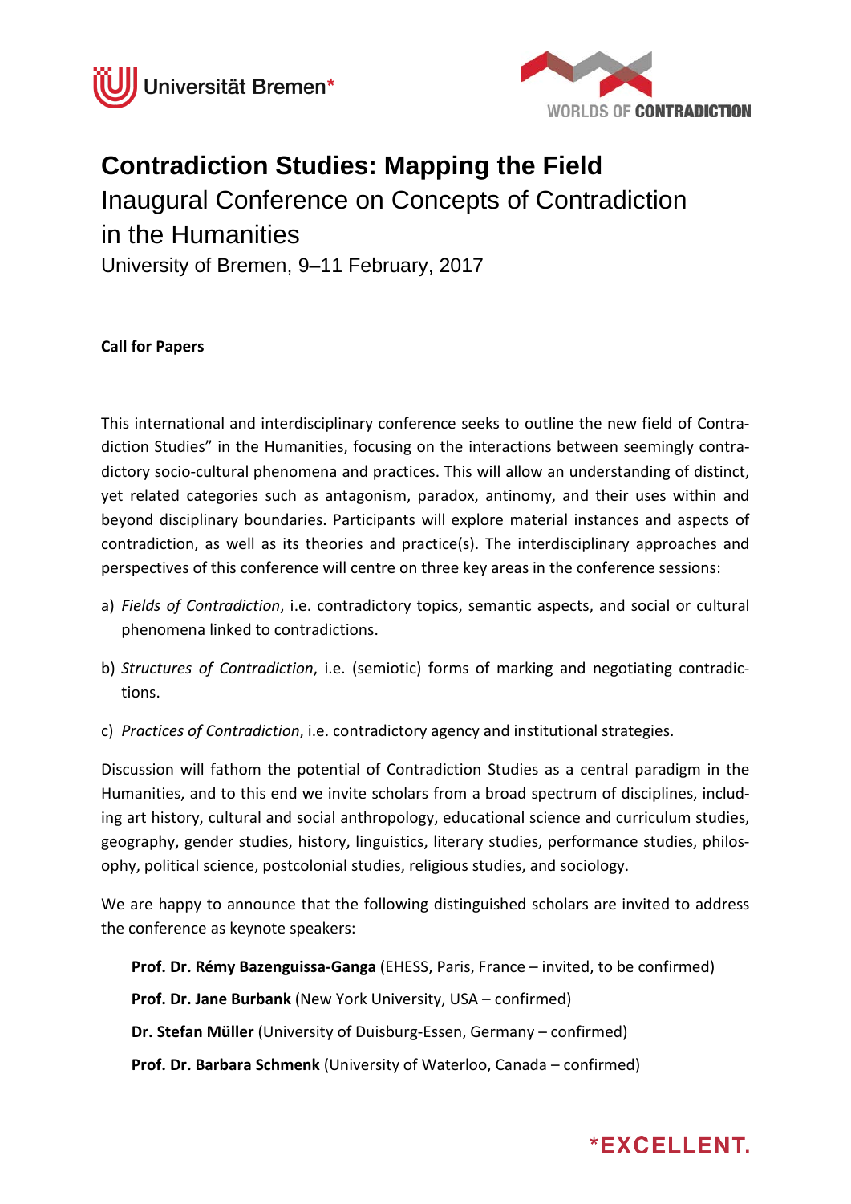Universität Bremen*

WORLDS OF CONTRADICTION

# Contradiction Studies: Mapping the Field

## Inaugural Conference on Concepts of Contradiction in the Humanities

University of Bremen, 9–11 February, 2017

**Call for Papers**

This international and interdisciplinary conference seeks to outline the new field of Contradiction Studies" in the Humanities, focusing on the interactions between seemingly contradictory socio-cultural phenomena and practices. This will allow an understanding of distinct, yet related categories such as antagonism, paradox, antinomy, and their uses within and beyond disciplinary boundaries. Participants will explore material instances and aspects of contradiction, as well as its theories and practice(s). The interdisciplinary approaches and perspectives of this conference will centre on three key areas in the conference sessions:

a) *Fields of Contradiction*, i.e. contradictory topics, semantic aspects, and social or cultural phenomena linked to contradictions.

b) *Structures of Contradiction*, i.e. (semiotic) forms of marking and negotiating contradictions.

c) *Practices of Contradiction*, i.e. contradictory agency and institutional strategies.

Discussion will fathom the potential of Contradiction Studies as a central paradigm in the Humanities, and to this end we invite scholars from a broad spectrum of disciplines, including art history, cultural and social anthropology, educational science and curriculum studies, geography, gender studies, history, linguistics, literary studies, performance studies, philosophy, political science, postcolonial studies, religious studies, and sociology.

We are happy to announce that the following distinguished scholars are invited to address the conference as keynote speakers:

**Prof. Dr. Rémy Bazenguissa-Ganga** (EHESS, Paris, France – invited, to be confirmed)

**Prof. Dr. Jane Burbank** (New York University, USA – confirmed)

**Dr. Stefan Müller** (University of Duisburg-Essen, Germany – confirmed)

**Prof. Dr. Barbara Schmenk** (University of Waterloo, Canada – confirmed)

*EXCELLENT.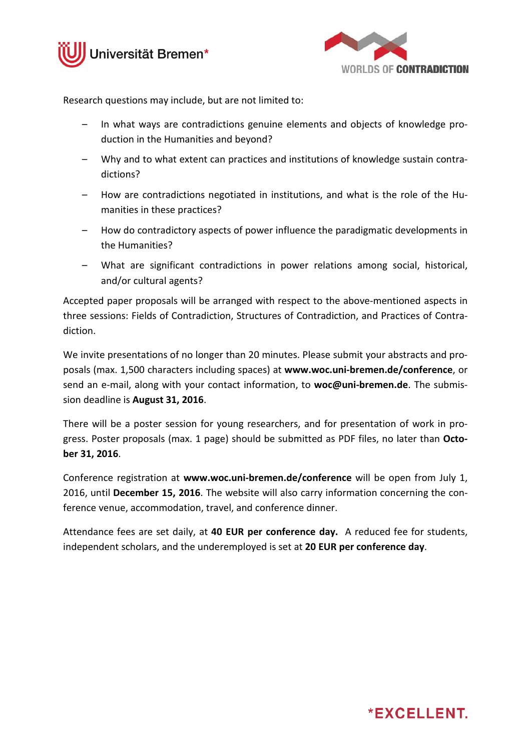Research questions may include, but are not limited to:

- In what ways are contradictions genuine elements and objects of knowledge production in the Humanities and beyond?
- Why and to what extent can practices and institutions of knowledge sustain contradictions?
- How are contradictions negotiated in institutions, and what is the role of the Humanities in these practices?
- How do contradictory aspects of power influence the paradigmatic developments in the Humanities?
- What are significant contradictions in power relations among social, historical, and/or cultural agents?

Accepted paper proposals will be arranged with respect to the above-mentioned aspects in three sessions: Fields of Contradiction, Structures of Contradiction, and Practices of Contradiction.

We invite presentations of no longer than 20 minutes. Please submit your abstracts and proposals (max. 1,500 characters including spaces) at **www.woc.uni-bremen.de/conference**, or send an e-mail, along with your contact information, to **woc@uni-bremen.de**. The submission deadline is **August 31, 2016**.

There will be a poster session for young researchers, and for presentation of work in progress. Poster proposals (max. 1 page) should be submitted as PDF files, no later than **October 31, 2016**.

Conference registration at **www.woc.uni-bremen.de/conference** will be open from July 1, 2016, until **December 15, 2016**. The website will also carry information concerning the conference venue, accommodation, travel, and conference dinner.

Attendance fees are set daily, at **40 EUR per conference day.** A reduced fee for students, independent scholars, and the underemployed is set at **20 EUR per conference day**.